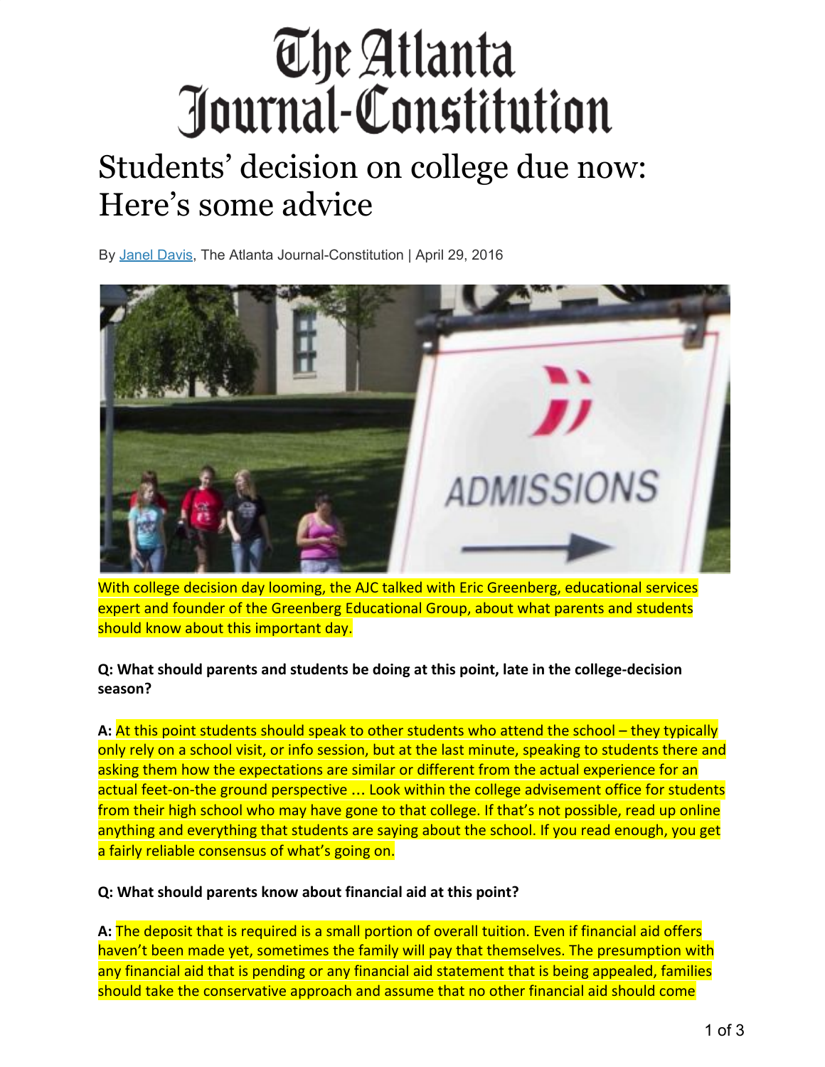# The Atlanta Journal-Constitution

# Students' decision on college due now: Here's some advice

By Janel Davis, The Atlanta Journal-Constitution | April 29, 2016

With college decision day looming, the AJC talked with Eric Greenberg, educational services expert and founder of the Greenberg Educational Group, about what parents and students should know about this important day.

**Q: What should parents and students be doing at this point, late in the college-decision season?**

**A:** At this point students should speak to other students who attend the school – they typically only rely on a school visit, or info session, but at the last minute, speaking to students there and asking them how the expectations are similar or different from the actual experience for an actual feet-on-the ground perspective ... Look within the college advisement office for students from their high school who may have gone to that college. If that's not possible, read up online anything and everything that students are saying about the school. If you read enough, you get a fairly reliable consensus of what's going on.

**Q: What should parents know about financial aid at this point?**

**A:** The deposit that is required is a small portion of overall tuition. Even if financial aid offers haven't been made yet, sometimes the family will pay that themselves. The presumption with any financial aid that is pending or any financial aid statement that is being appealed, families should take the conservative approach and assume that no other financial aid should come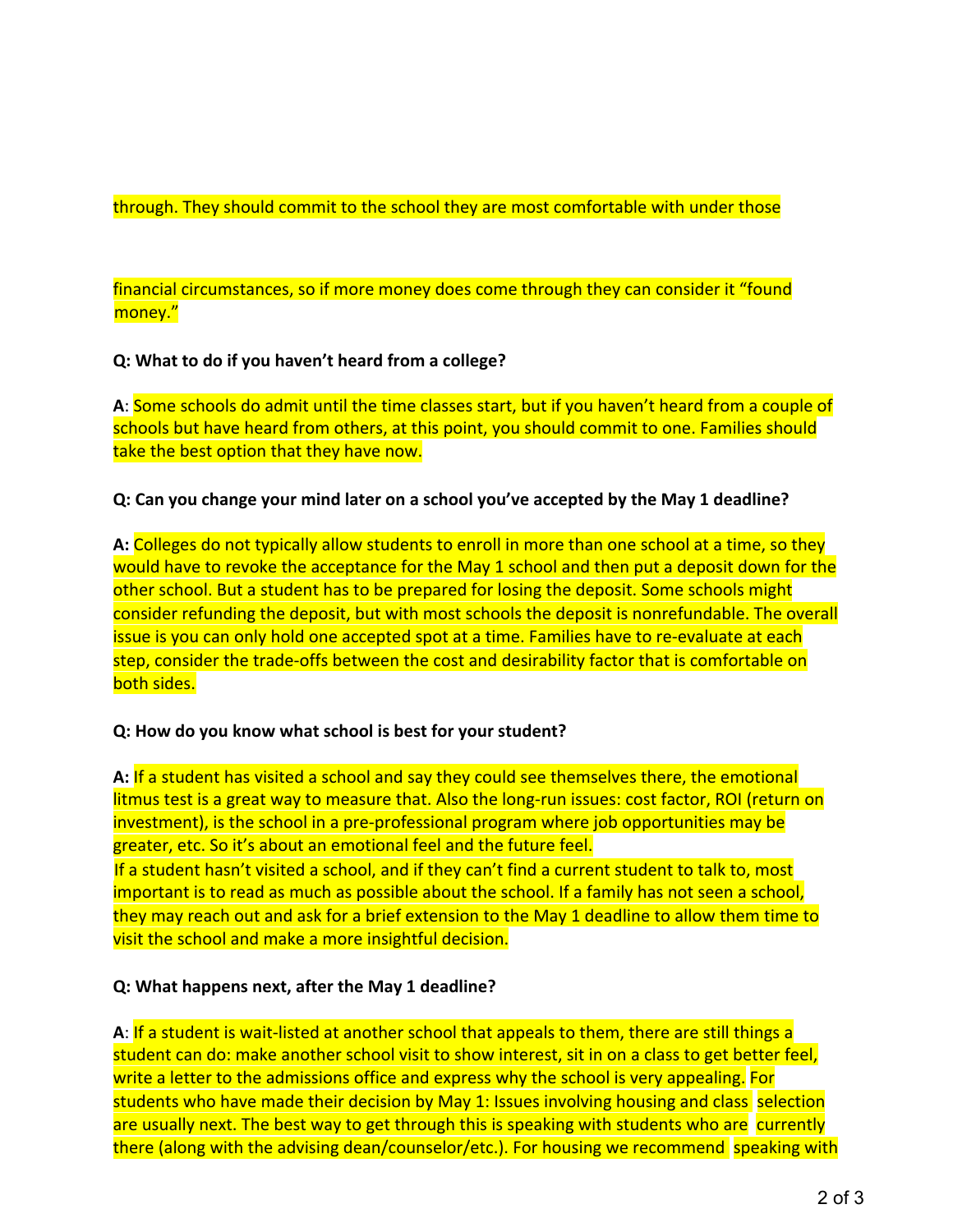through. They should commit to the school they are most comfortable with under those

financial circumstances, so if more money does come through they can consider it "found money."

**Q: What to do if you haven't heard from a college?**

**A**: Some schools do admit until the time classes start, but if you haven't heard from a couple of schools but have heard from others, at this point, you should commit to one. Families should take the best option that they have now.

**Q: Can you change your mind later on a school you've accepted by the May 1 deadline?**

**A:** Colleges do not typically allow students to enroll in more than one school at a time, so they would have to revoke the acceptance for the May 1 school and then put a deposit down for the other school. But a student has to be prepared for losing the deposit. Some schools might consider refunding the deposit, but with most schools the deposit is nonrefundable. The overall issue is you can only hold one accepted spot at a time. Families have to re-evaluate at each step, consider the trade-offs between the cost and desirability factor that is comfortable on both sides.

**Q: How do you know what school is best for your student?**

**A:** If a student has visited a school and say they could see themselves there, the emotional litmus test is a great way to measure that. Also the long-run issues: cost factor, ROI (return on investment), is the school in a pre-professional program where job opportunities may be greater, etc. So it's about an emotional feel and the future feel.
If a student hasn't visited a school, and if they can't find a current student to talk to, most important is to read as much as possible about the school. If a family has not seen a school, they may reach out and ask for a brief extension to the May 1 deadline to allow them time to visit the school and make a more insightful decision.

**Q: What happens next, after the May 1 deadline?**

**A**: If a student is wait-listed at another school that appeals to them, there are still things a student can do: make another school visit to show interest, sit in on a class to get better feel, write a letter to the admissions office and express why the school is very appealing. For students who have made their decision by May 1: Issues involving housing and class selection are usually next. The best way to get through this is speaking with students who are currently there (along with the advising dean/counselor/etc.). For housing we recommend speaking with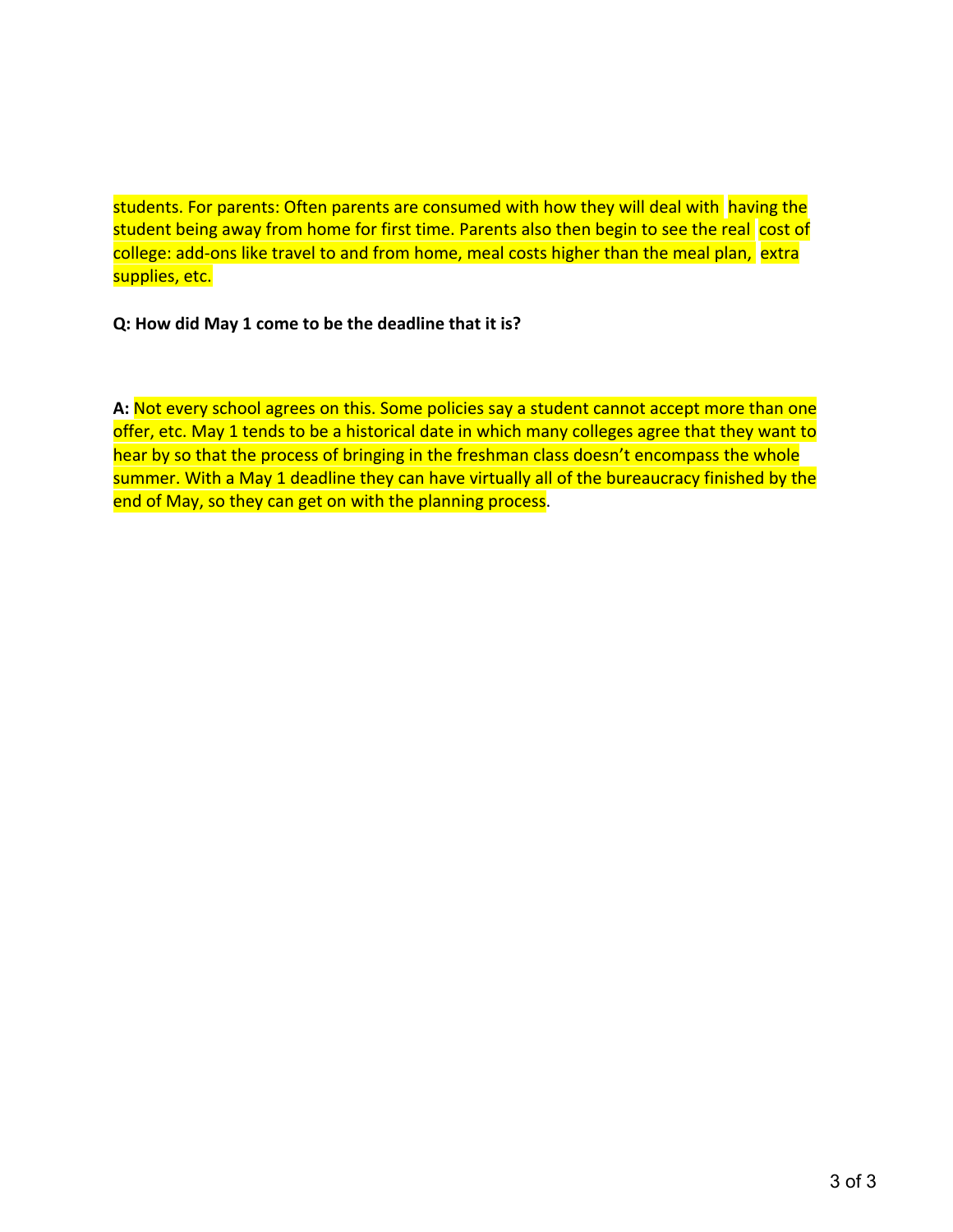students. For parents: Often parents are consumed with how they will deal with having the student being away from home for first time. Parents also then begin to see the real cost of college: add-ons like travel to and from home, meal costs higher than the meal plan, extra supplies, etc.

**Q: How did May 1 come to be the deadline that it is?**

**A:** Not every school agrees on this. Some policies say a student cannot accept more than one offer, etc. May 1 tends to be a historical date in which many colleges agree that they want to hear by so that the process of bringing in the freshman class doesn't encompass the whole summer. With a May 1 deadline they can have virtually all of the bureaucracy finished by the end of May, so they can get on with the planning process.